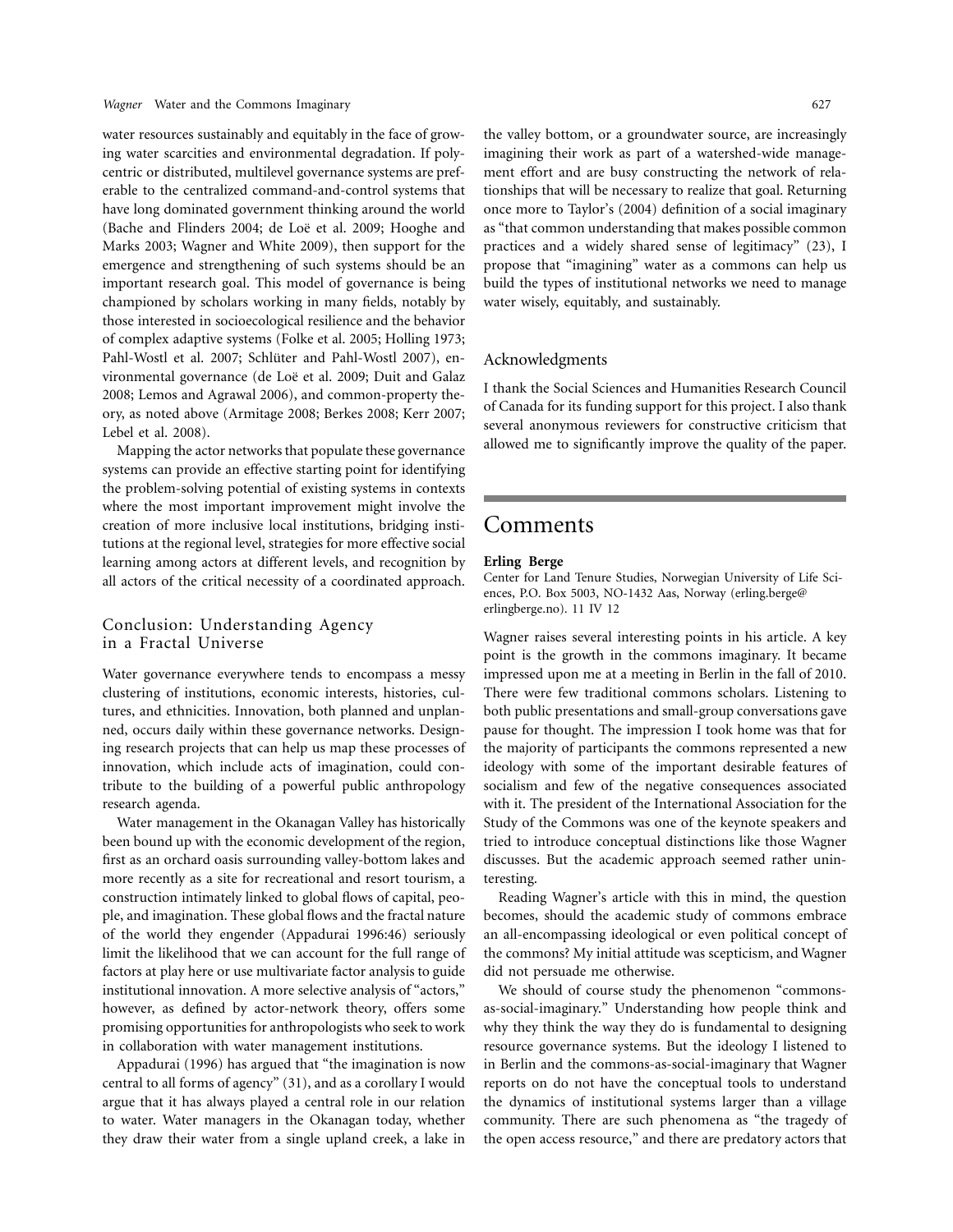water resources sustainably and equitably in the face of growing water scarcities and environmental degradation. If polycentric or distributed, multilevel governance systems are preferable to the centralized command-and-control systems that have long dominated government thinking around the world (Bache and Flinders 2004; de Loë et al. 2009; Hooghe and Marks 2003; Wagner and White 2009), then support for the emergence and strengthening of such systems should be an important research goal. This model of governance is being championed by scholars working in many fields, notably by those interested in socioecological resilience and the behavior of complex adaptive systems (Folke et al. 2005; Holling 1973; Pahl-Wostl et al. 2007; Schlüter and Pahl-Wostl 2007), environmental governance (de Loë et al. 2009; Duit and Galaz 2008; Lemos and Agrawal 2006), and common-property theory, as noted above (Armitage 2008; Berkes 2008; Kerr 2007; Lebel et al. 2008).

Mapping the actor networks that populate these governance systems can provide an effective starting point for identifying the problem-solving potential of existing systems in contexts where the most important improvement might involve the creation of more inclusive local institutions, bridging institutions at the regional level, strategies for more effective social learning among actors at different levels, and recognition by all actors of the critical necessity of a coordinated approach.

## Conclusion: Understanding Agency in a Fractal Universe

Water governance everywhere tends to encompass a messy clustering of institutions, economic interests, histories, cultures, and ethnicities. Innovation, both planned and unplanned, occurs daily within these governance networks. Designing research projects that can help us map these processes of innovation, which include acts of imagination, could contribute to the building of a powerful public anthropology research agenda.

Water management in the Okanagan Valley has historically been bound up with the economic development of the region, first as an orchard oasis surrounding valley-bottom lakes and more recently as a site for recreational and resort tourism, a construction intimately linked to global flows of capital, people, and imagination. These global flows and the fractal nature of the world they engender (Appadurai 1996:46) seriously limit the likelihood that we can account for the full range of factors at play here or use multivariate factor analysis to guide institutional innovation. A more selective analysis of "actors," however, as defined by actor-network theory, offers some promising opportunities for anthropologists who seek to work in collaboration with water management institutions.

Appadurai (1996) has argued that "the imagination is now central to all forms of agency" (31), and as a corollary I would argue that it has always played a central role in our relation to water. Water managers in the Okanagan today, whether they draw their water from a single upland creek, a lake in the valley bottom, or a groundwater source, are increasingly imagining their work as part of a watershed-wide management effort and are busy constructing the network of relationships that will be necessary to realize that goal. Returning once more to Taylor's (2004) definition of a social imaginary as "that common understanding that makes possible common practices and a widely shared sense of legitimacy" (23), I propose that "imagining" water as a commons can help us build the types of institutional networks we need to manage water wisely, equitably, and sustainably.

## Acknowledgments

I thank the Social Sciences and Humanities Research Council of Canada for its funding support for this project. I also thank several anonymous reviewers for constructive criticism that allowed me to significantly improve the quality of the paper.

# Comments

**Erling Berge**

Center for Land Tenure Studies, Norwegian University of Life Sciences, P.O. Box 5003, NO-1432 Aas, Norway (erling.berge@erlingberge.no). 11 IV 12

Wagner raises several interesting points in his article. A key point is the growth in the commons imaginary. It became impressed upon me at a meeting in Berlin in the fall of 2010. There were few traditional commons scholars. Listening to both public presentations and small-group conversations gave pause for thought. The impression I took home was that for the majority of participants the commons represented a new ideology with some of the important desirable features of socialism and few of the negative consequences associated with it. The president of the International Association for the Study of the Commons was one of the keynote speakers and tried to introduce conceptual distinctions like those Wagner discusses. But the academic approach seemed rather uninteresting.

Reading Wagner's article with this in mind, the question becomes, should the academic study of commons embrace an all-encompassing ideological or even political concept of the commons? My initial attitude was scepticism, and Wagner did not persuade me otherwise.

We should of course study the phenomenon "commons-as-social-imaginary." Understanding how people think and why they think the way they do is fundamental to designing resource governance systems. But the ideology I listened to in Berlin and the commons-as-social-imaginary that Wagner reports on do not have the conceptual tools to understand the dynamics of institutional systems larger than a village community. There are such phenomena as "the tragedy of the open access resource," and there are predatory actors that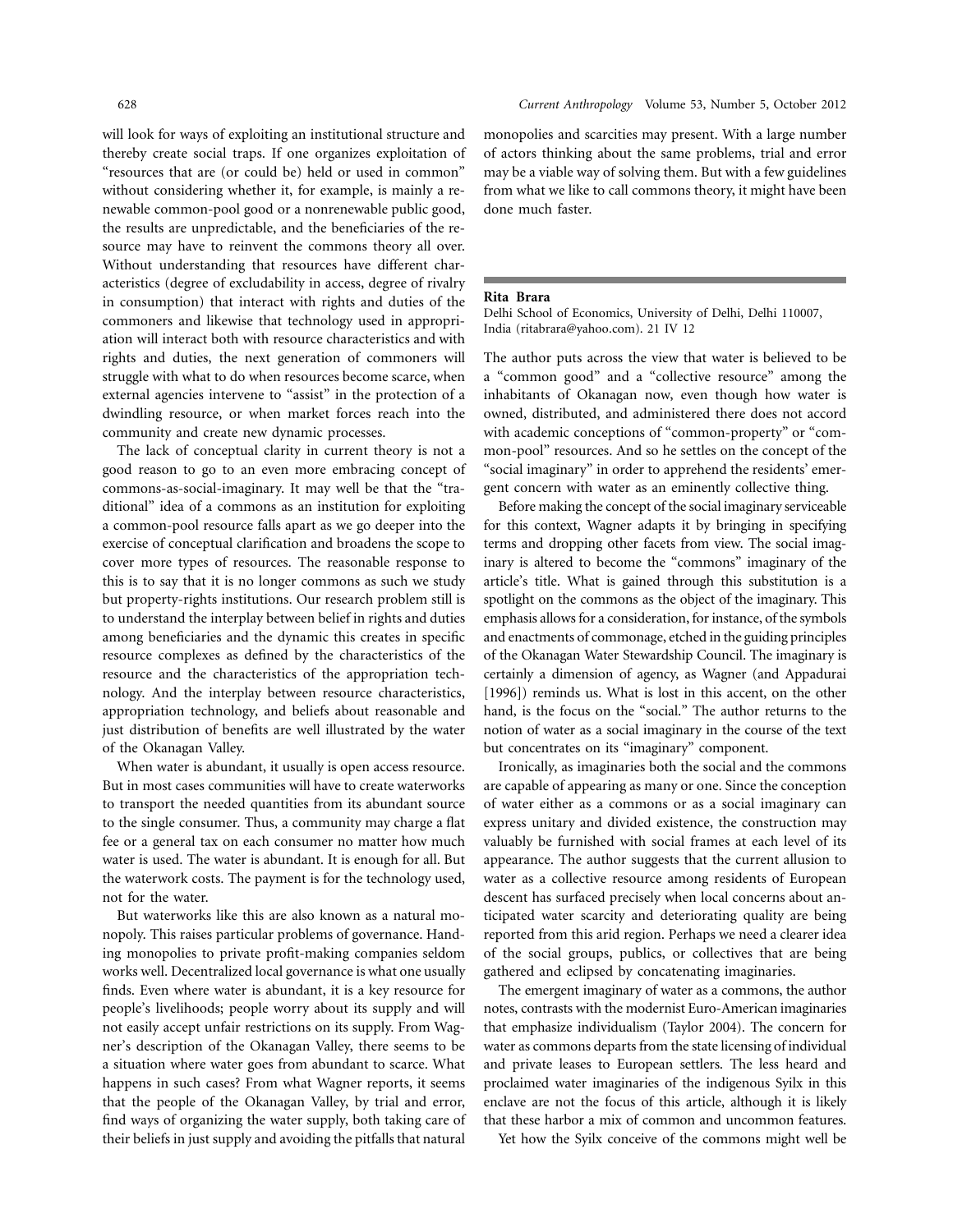will look for ways of exploiting an institutional structure and thereby create social traps. If one organizes exploitation of "resources that are (or could be) held or used in common" without considering whether it, for example, is mainly a renewable common-pool good or a nonrenewable public good, the results are unpredictable, and the beneficiaries of the resource may have to reinvent the commons theory all over. Without understanding that resources have different characteristics (degree of excludability in access, degree of rivalry in consumption) that interact with rights and duties of the commoners and likewise that technology used in appropriation will interact both with resource characteristics and with rights and duties, the next generation of commoners will struggle with what to do when resources become scarce, when external agencies intervene to "assist" in the protection of a dwindling resource, or when market forces reach into the community and create new dynamic processes.

The lack of conceptual clarity in current theory is not a good reason to go to an even more embracing concept of commons-as-social-imaginary. It may well be that the "traditional" idea of a commons as an institution for exploiting a common-pool resource falls apart as we go deeper into the exercise of conceptual clarification and broadens the scope to cover more types of resources. The reasonable response to this is to say that it is no longer commons as such we study but property-rights institutions. Our research problem still is to understand the interplay between belief in rights and duties among beneficiaries and the dynamic this creates in specific resource complexes as defined by the characteristics of the resource and the characteristics of the appropriation technology. And the interplay between resource characteristics, appropriation technology, and beliefs about reasonable and just distribution of benefits are well illustrated by the water of the Okanagan Valley.

When water is abundant, it usually is open access resource. But in most cases communities will have to create waterworks to transport the needed quantities from its abundant source to the single consumer. Thus, a community may charge a flat fee or a general tax on each consumer no matter how much water is used. The water is abundant. It is enough for all. But the waterwork costs. The payment is for the technology used, not for the water.

But waterworks like this are also known as a natural monopoly. This raises particular problems of governance. Handing monopolies to private profit-making companies seldom works well. Decentralized local governance is what one usually finds. Even where water is abundant, it is a key resource for people's livelihoods; people worry about its supply and will not easily accept unfair restrictions on its supply. From Wagner's description of the Okanagan Valley, there seems to be a situation where water goes from abundant to scarce. What happens in such cases? From what Wagner reports, it seems that the people of the Okanagan Valley, by trial and error, find ways of organizing the water supply, both taking care of their beliefs in just supply and avoiding the pitfalls that natural monopolies and scarcities may present. With a large number of actors thinking about the same problems, trial and error may be a viable way of solving them. But with a few guidelines from what we like to call commons theory, it might have been done much faster.

**Rita Brara**
Delhi School of Economics, University of Delhi, Delhi 110007, India (ritabrara@yahoo.com). 21 IV 12

The author puts across the view that water is believed to be a "common good" and a "collective resource" among the inhabitants of Okanagan now, even though how water is owned, distributed, and administered there does not accord with academic conceptions of "common-property" or "common-pool" resources. And so he settles on the concept of the "social imaginary" in order to apprehend the residents' emergent concern with water as an eminently collective thing.

Before making the concept of the social imaginary serviceable for this context, Wagner adapts it by bringing in specifying terms and dropping other facets from view. The social imaginary is altered to become the "commons" imaginary of the article's title. What is gained through this substitution is a spotlight on the commons as the object of the imaginary. This emphasis allows for a consideration, for instance, of the symbols and enactments of commonage, etched in the guiding principles of the Okanagan Water Stewardship Council. The imaginary is certainly a dimension of agency, as Wagner (and Appadurai [1996]) reminds us. What is lost in this accent, on the other hand, is the focus on the "social." The author returns to the notion of water as a social imaginary in the course of the text but concentrates on its "imaginary" component.

Ironically, as imaginaries both the social and the commons are capable of appearing as many or one. Since the conception of water either as a commons or as a social imaginary can express unitary and divided existence, the construction may valuably be furnished with social frames at each level of its appearance. The author suggests that the current allusion to water as a collective resource among residents of European descent has surfaced precisely when local concerns about anticipated water scarcity and deteriorating quality are being reported from this arid region. Perhaps we need a clearer idea of the social groups, publics, or collectives that are being gathered and eclipsed by concatenating imaginaries.

The emergent imaginary of water as a commons, the author notes, contrasts with the modernist Euro-American imaginaries that emphasize individualism (Taylor 2004). The concern for water as commons departs from the state licensing of individual and private leases to European settlers. The less heard and proclaimed water imaginaries of the indigenous Syilx in this enclave are not the focus of this article, although it is likely that these harbor a mix of common and uncommon features.

Yet how the Syilx conceive of the commons might well be